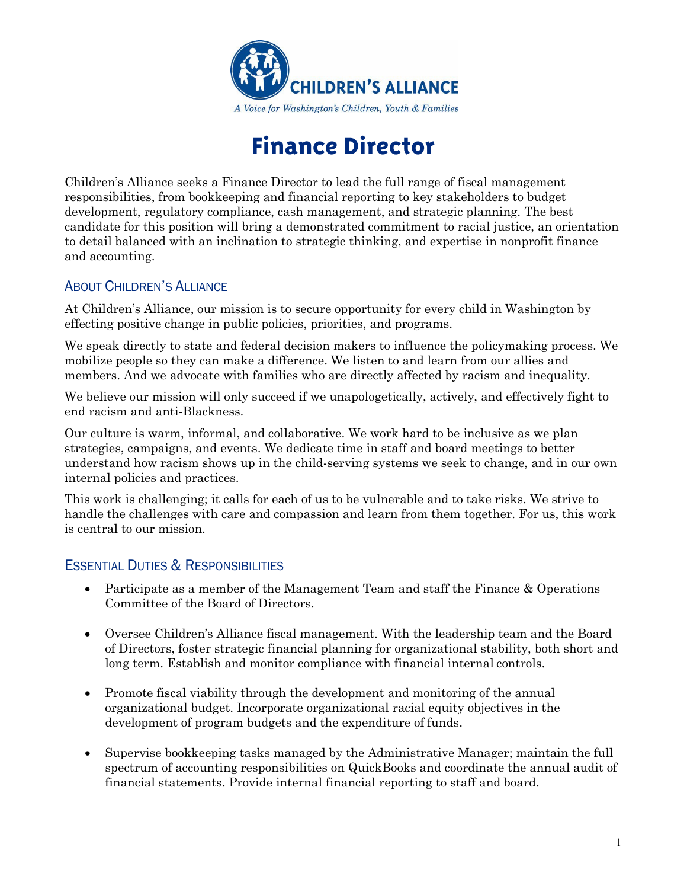CHILDREN'S ALLIANCE

*A Voice for Washington's Children, Youth & Families*

# Finance Director

Children's Alliance seeks a Finance Director to lead the full range of fiscal management responsibilities, from bookkeeping and financial reporting to key stakeholders to budget development, regulatory compliance, cash management, and strategic planning. The best candidate for this position will bring a demonstrated commitment to racial justice, an orientation to detail balanced with an inclination to strategic thinking, and expertise in nonprofit finance and accounting.

## About Children's Alliance

At Children's Alliance, our mission is to secure opportunity for every child in Washington by effecting positive change in public policies, priorities, and programs.

We speak directly to state and federal decision makers to influence the policymaking process. We mobilize people so they can make a difference. We listen to and learn from our allies and members. And we advocate with families who are directly affected by racism and inequality.

We believe our mission will only succeed if we unapologetically, actively, and effectively fight to end racism and anti-Blackness.

Our culture is warm, informal, and collaborative. We work hard to be inclusive as we plan strategies, campaigns, and events. We dedicate time in staff and board meetings to better understand how racism shows up in the child-serving systems we seek to change, and in our own internal policies and practices.

This work is challenging; it calls for each of us to be vulnerable and to take risks. We strive to handle the challenges with care and compassion and learn from them together. For us, this work is central to our mission.

## Essential Duties & Responsibilities

- Participate as a member of the Management Team and staff the Finance & Operations Committee of the Board of Directors.
- Oversee Children's Alliance fiscal management. With the leadership team and the Board of Directors, foster strategic financial planning for organizational stability, both short and long term. Establish and monitor compliance with financial internal controls.
- Promote fiscal viability through the development and monitoring of the annual organizational budget. Incorporate organizational racial equity objectives in the development of program budgets and the expenditure of funds.
- Supervise bookkeeping tasks managed by the Administrative Manager; maintain the full spectrum of accounting responsibilities on QuickBooks and coordinate the annual audit of financial statements. Provide internal financial reporting to staff and board.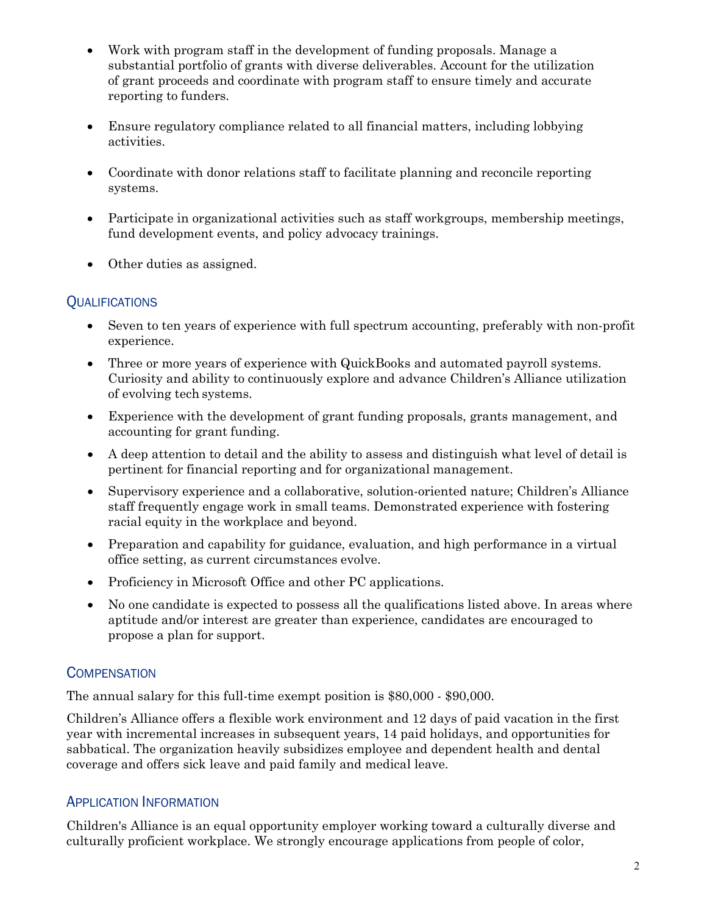- Work with program staff in the development of funding proposals. Manage a substantial portfolio of grants with diverse deliverables. Account for the utilization of grant proceeds and coordinate with program staff to ensure timely and accurate reporting to funders.
- Ensure regulatory compliance related to all financial matters, including lobbying activities.
- Coordinate with donor relations staff to facilitate planning and reconcile reporting systems.
- Participate in organizational activities such as staff workgroups, membership meetings, fund development events, and policy advocacy trainings.
- Other duties as assigned.

## Qualifications

- Seven to ten years of experience with full spectrum accounting, preferably with non-profit experience.
- Three or more years of experience with QuickBooks and automated payroll systems. Curiosity and ability to continuously explore and advance Children's Alliance utilization of evolving tech systems.
- Experience with the development of grant funding proposals, grants management, and accounting for grant funding.
- A deep attention to detail and the ability to assess and distinguish what level of detail is pertinent for financial reporting and for organizational management.
- Supervisory experience and a collaborative, solution-oriented nature; Children's Alliance staff frequently engage work in small teams. Demonstrated experience with fostering racial equity in the workplace and beyond.
- Preparation and capability for guidance, evaluation, and high performance in a virtual office setting, as current circumstances evolve.
- Proficiency in Microsoft Office and other PC applications.
- No one candidate is expected to possess all the qualifications listed above. In areas where aptitude and/or interest are greater than experience, candidates are encouraged to propose a plan for support.

## Compensation

The annual salary for this full-time exempt position is $80,000 - $90,000.

Children's Alliance offers a flexible work environment and 12 days of paid vacation in the first year with incremental increases in subsequent years, 14 paid holidays, and opportunities for sabbatical. The organization heavily subsidizes employee and dependent health and dental coverage and offers sick leave and paid family and medical leave.

## Application Information

Children's Alliance is an equal opportunity employer working toward a culturally diverse and culturally proficient workplace. We strongly encourage applications from people of color,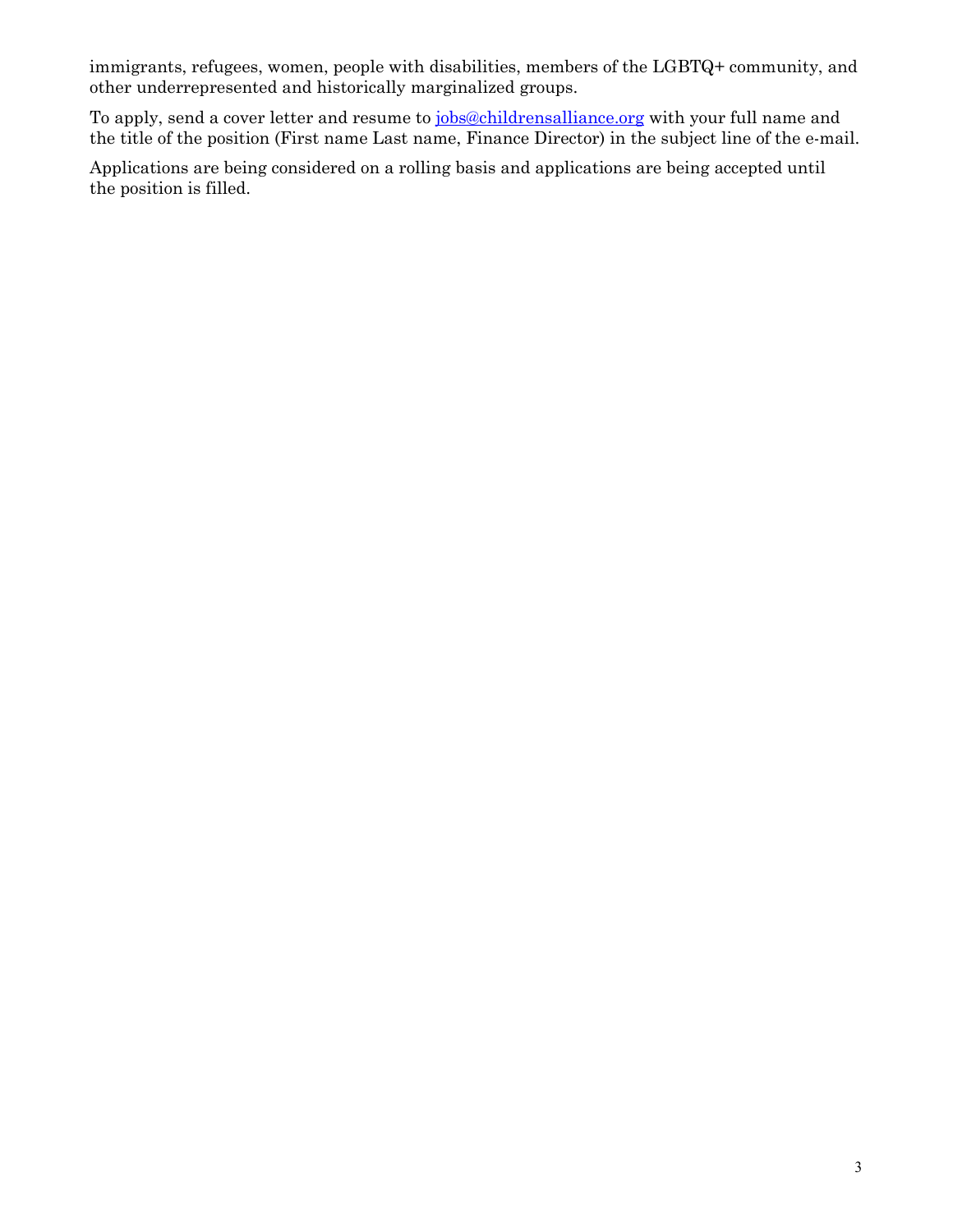immigrants, refugees, women, people with disabilities, members of the LGBTQ+ community, and other underrepresented and historically marginalized groups.

To apply, send a cover letter and resume to [jobs@childrensalliance.org](mailto:jobs@childrensalliance.org) with your full name and the title of the position (First name Last name, Finance Director) in the subject line of the e-mail.

Applications are being considered on a rolling basis and applications are being accepted until the position is filled.